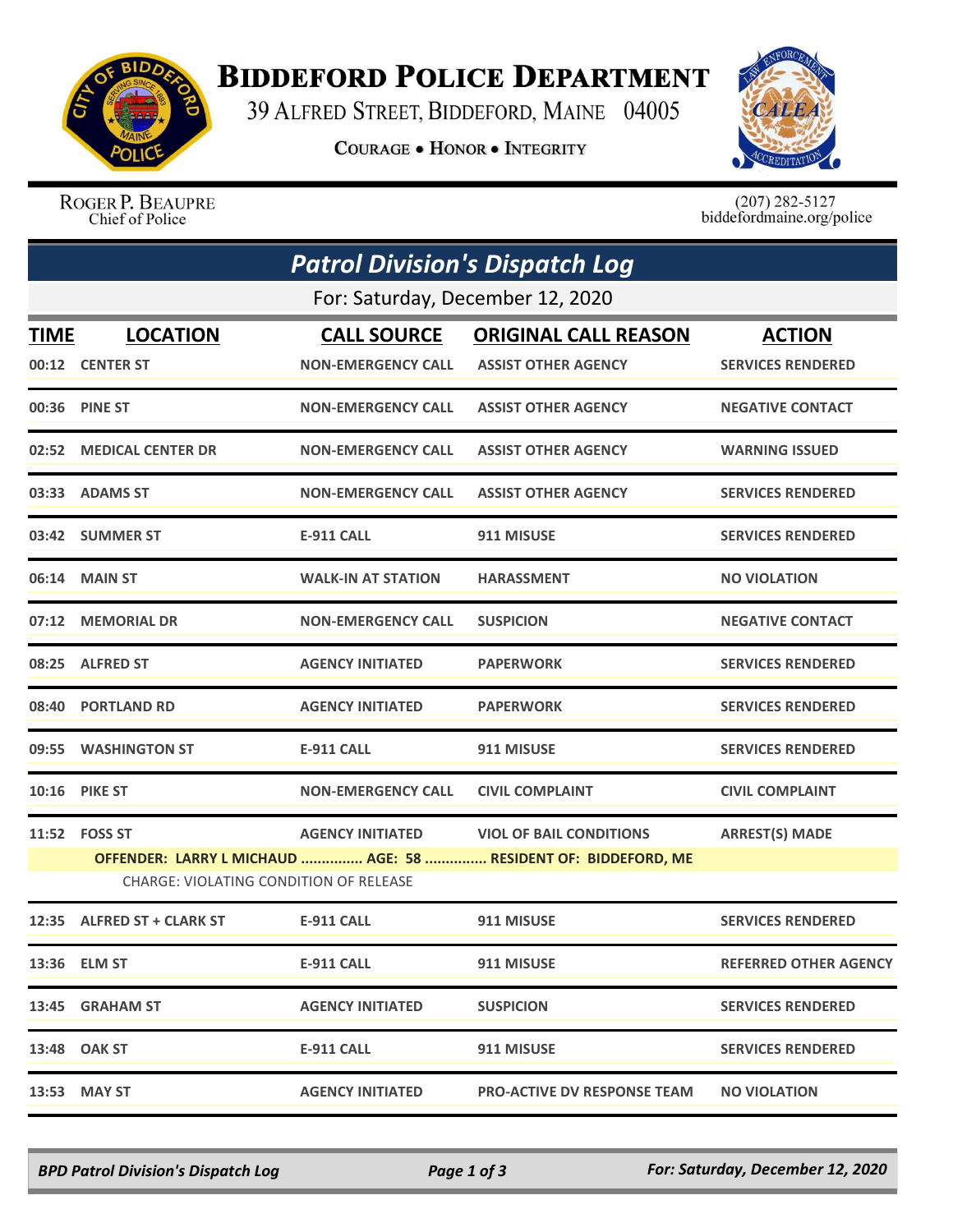# BIDDEFORD POLICE DEPARTMENT

39 ALFRED STREET, BIDDEFORD, MAINE 04005

**COURAGE • HONOR • INTEGRITY**

ROGER P. BEAUPRE
Chief of Police

(207) 282-5127
biddefordmaine.org/police

## *Patrol Division's Dispatch Log*

For: Saturday, December 12, 2020

| TIME | LOCATION | CALL SOURCE | ORIGINAL CALL REASON | ACTION |
|---|---|---|---|---|
| 00:12 | CENTER ST | NON-EMERGENCY CALL | ASSIST OTHER AGENCY | SERVICES RENDERED |
| 00:36 | PINE ST | NON-EMERGENCY CALL | ASSIST OTHER AGENCY | NEGATIVE CONTACT |
| 02:52 | MEDICAL CENTER DR | NON-EMERGENCY CALL | ASSIST OTHER AGENCY | WARNING ISSUED |
| 03:33 | ADAMS ST | NON-EMERGENCY CALL | ASSIST OTHER AGENCY | SERVICES RENDERED |
| 03:42 | SUMMER ST | E-911 CALL | 911 MISUSE | SERVICES RENDERED |
| 06:14 | MAIN ST | WALK-IN AT STATION | HARASSMENT | NO VIOLATION |
| 07:12 | MEMORIAL DR | NON-EMERGENCY CALL | SUSPICION | NEGATIVE CONTACT |
| 08:25 | ALFRED ST | AGENCY INITIATED | PAPERWORK | SERVICES RENDERED |
| 08:40 | PORTLAND RD | AGENCY INITIATED | PAPERWORK | SERVICES RENDERED |
| 09:55 | WASHINGTON ST | E-911 CALL | 911 MISUSE | SERVICES RENDERED |
| 10:16 | PIKE ST | NON-EMERGENCY CALL | CIVIL COMPLAINT | CIVIL COMPLAINT |
| 11:52 | FOSS ST | AGENCY INITIATED | VIOL OF BAIL CONDITIONS | ARREST(S) MADE |
| | OFFENDER: LARRY L MICHAUD ............... AGE: 58 ............... RESIDENT OF: BIDDEFORD, ME | | | |
| | CHARGE: VIOLATING CONDITION OF RELEASE | | | |
| 12:35 | ALFRED ST + CLARK ST | E-911 CALL | 911 MISUSE | SERVICES RENDERED |
| 13:36 | ELM ST | E-911 CALL | 911 MISUSE | REFERRED OTHER AGENCY |
| 13:45 | GRAHAM ST | AGENCY INITIATED | SUSPICION | SERVICES RENDERED |
| 13:48 | OAK ST | E-911 CALL | 911 MISUSE | SERVICES RENDERED |
| 13:53 | MAY ST | AGENCY INITIATED | PRO-ACTIVE DV RESPONSE TEAM | NO VIOLATION |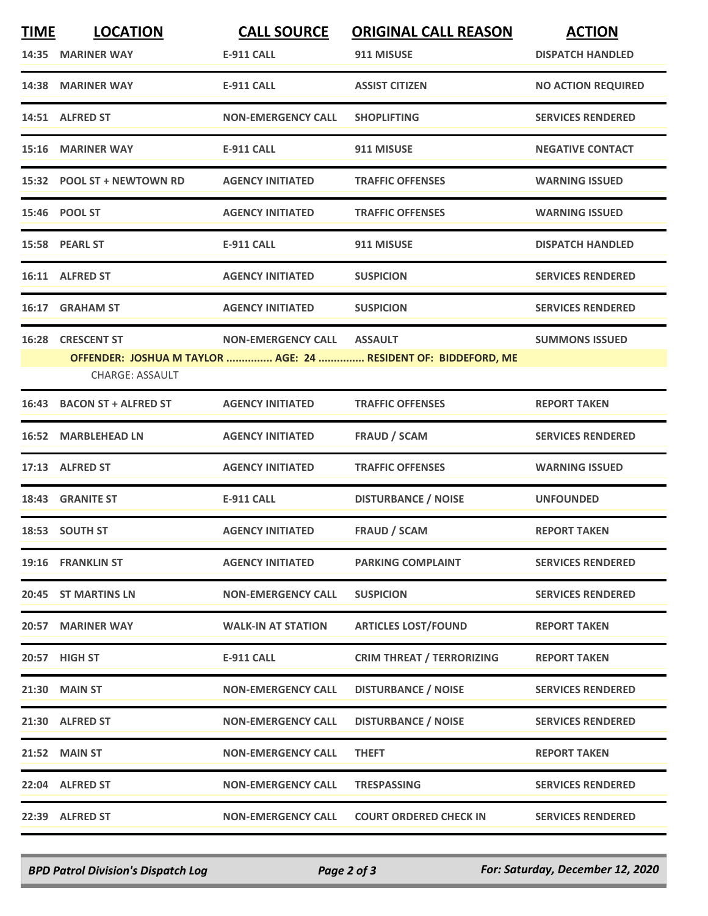| TIME | LOCATION | CALL SOURCE | ORIGINAL CALL REASON | ACTION |
|---|---|---|---|---|
| 14:35 | MARINER WAY | E-911 CALL | 911 MISUSE | DISPATCH HANDLED |
| 14:38 | MARINER WAY | E-911 CALL | ASSIST CITIZEN | NO ACTION REQUIRED |
| 14:51 | ALFRED ST | NON-EMERGENCY CALL | SHOPLIFTING | SERVICES RENDERED |
| 15:16 | MARINER WAY | E-911 CALL | 911 MISUSE | NEGATIVE CONTACT |
| 15:32 | POOL ST + NEWTOWN RD | AGENCY INITIATED | TRAFFIC OFFENSES | WARNING ISSUED |
| 15:46 | POOL ST | AGENCY INITIATED | TRAFFIC OFFENSES | WARNING ISSUED |
| 15:58 | PEARL ST | E-911 CALL | 911 MISUSE | DISPATCH HANDLED |
| 16:11 | ALFRED ST | AGENCY INITIATED | SUSPICION | SERVICES RENDERED |
| 16:17 | GRAHAM ST | AGENCY INITIATED | SUSPICION | SERVICES RENDERED |
| 16:28 | CRESCENT ST | NON-EMERGENCY CALL | ASSAULT | SUMMONS ISSUED |
| | OFFENDER: JOSHUA M TAYLOR ............... AGE: 24 ............... RESIDENT OF: BIDDEFORD, ME<br>CHARGE: ASSAULT | | | |
| 16:43 | BACON ST + ALFRED ST | AGENCY INITIATED | TRAFFIC OFFENSES | REPORT TAKEN |
| 16:52 | MARBLEHEAD LN | AGENCY INITIATED | FRAUD / SCAM | SERVICES RENDERED |
| 17:13 | ALFRED ST | AGENCY INITIATED | TRAFFIC OFFENSES | WARNING ISSUED |
| 18:43 | GRANITE ST | E-911 CALL | DISTURBANCE / NOISE | UNFOUNDED |
| 18:53 | SOUTH ST | AGENCY INITIATED | FRAUD / SCAM | REPORT TAKEN |
| 19:16 | FRANKLIN ST | AGENCY INITIATED | PARKING COMPLAINT | SERVICES RENDERED |
| 20:45 | ST MARTINS LN | NON-EMERGENCY CALL | SUSPICION | SERVICES RENDERED |
| 20:57 | MARINER WAY | WALK-IN AT STATION | ARTICLES LOST/FOUND | REPORT TAKEN |
| 20:57 | HIGH ST | E-911 CALL | CRIM THREAT / TERRORIZING | REPORT TAKEN |
| 21:30 | MAIN ST | NON-EMERGENCY CALL | DISTURBANCE / NOISE | SERVICES RENDERED |
| 21:30 | ALFRED ST | NON-EMERGENCY CALL | DISTURBANCE / NOISE | SERVICES RENDERED |
| 21:52 | MAIN ST | NON-EMERGENCY CALL | THEFT | REPORT TAKEN |
| 22:04 | ALFRED ST | NON-EMERGENCY CALL | TRESPASSING | SERVICES RENDERED |
| 22:39 | ALFRED ST | NON-EMERGENCY CALL | COURT ORDERED CHECK IN | SERVICES RENDERED |

*BPD Patrol Division's Dispatch Log* — *For: Saturday, December 12, 2020*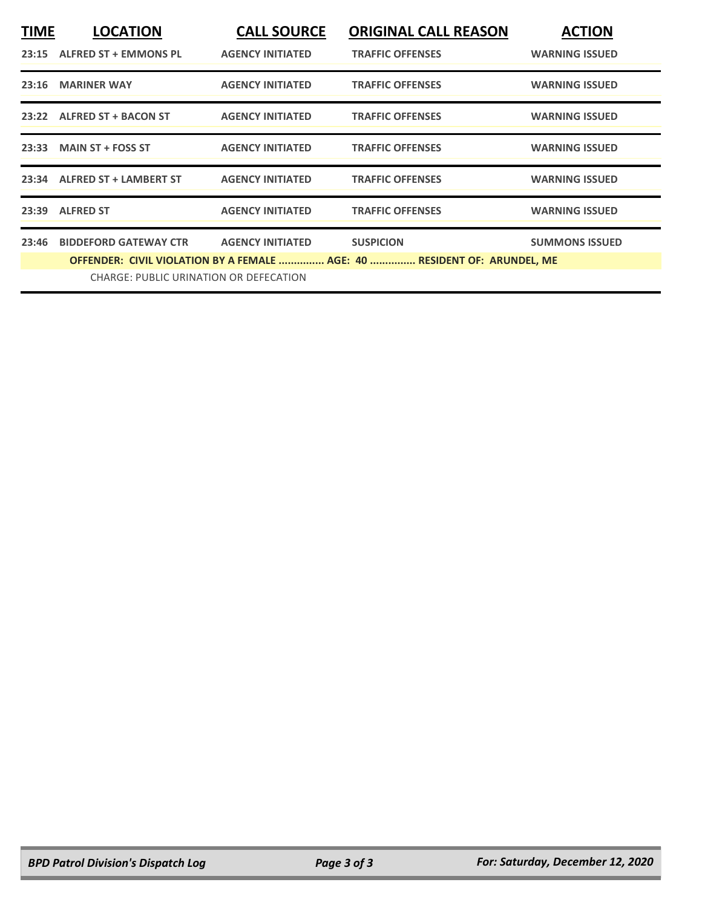| TIME | LOCATION | CALL SOURCE | ORIGINAL CALL REASON | ACTION |
|---|---|---|---|---|
| 23:15 | ALFRED ST + EMMONS PL | AGENCY INITIATED | TRAFFIC OFFENSES | WARNING ISSUED |
| 23:16 | MARINER WAY | AGENCY INITIATED | TRAFFIC OFFENSES | WARNING ISSUED |
| 23:22 | ALFRED ST + BACON ST | AGENCY INITIATED | TRAFFIC OFFENSES | WARNING ISSUED |
| 23:33 | MAIN ST + FOSS ST | AGENCY INITIATED | TRAFFIC OFFENSES | WARNING ISSUED |
| 23:34 | ALFRED ST + LAMBERT ST | AGENCY INITIATED | TRAFFIC OFFENSES | WARNING ISSUED |
| 23:39 | ALFRED ST | AGENCY INITIATED | TRAFFIC OFFENSES | WARNING ISSUED |
| 23:46 | BIDDEFORD GATEWAY CTR | AGENCY INITIATED | SUSPICION | SUMMONS ISSUED |

**OFFENDER: CIVIL VIOLATION BY A FEMALE ............... AGE: 40 ............... RESIDENT OF: ARUNDEL, ME**

CHARGE: PUBLIC URINATION OR DEFECATION

*BPD Patrol Division's Dispatch Log* — *For: Saturday, December 12, 2020*